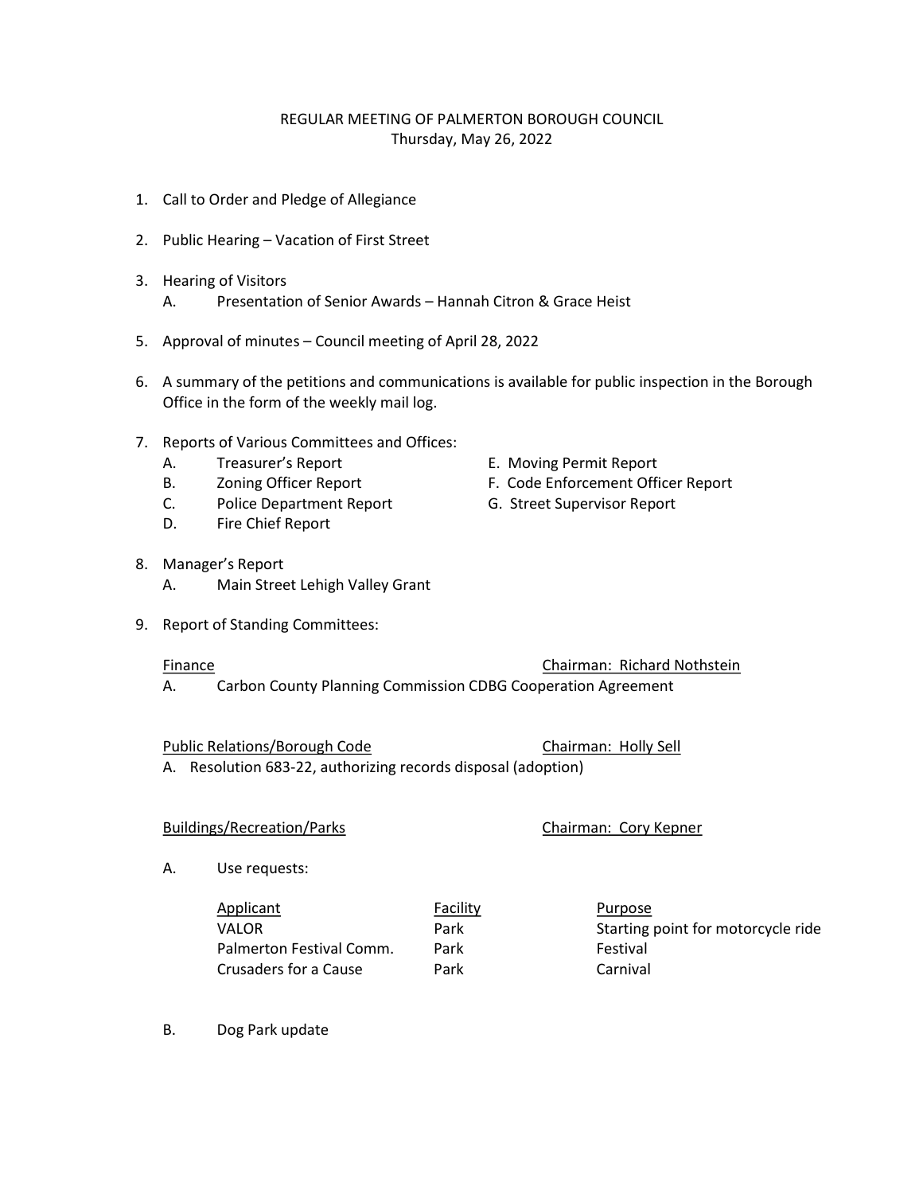REGULAR MEETING OF PALMERTON BOROUGH COUNCIL
Thursday, May 26, 2022

1. Call to Order and Pledge of Allegiance

2. Public Hearing – Vacation of First Street

3. Hearing of Visitors
   A. Presentation of Senior Awards – Hannah Citron & Grace Heist

5. Approval of minutes – Council meeting of April 28, 2022

6. A summary of the petitions and communications is available for public inspection in the Borough Office in the form of the weekly mail log.

7. Reports of Various Committees and Offices:
   A. Treasurer's Report
   B. Zoning Officer Report
   C. Police Department Report
   D. Fire Chief Report
   E. Moving Permit Report
   F. Code Enforcement Officer Report
   G. Street Supervisor Report

8. Manager's Report
   A. Main Street Lehigh Valley Grant

9. Report of Standing Committees:

Finance — Chairman: Richard Nothstein

A. Carbon County Planning Commission CDBG Cooperation Agreement

Public Relations/Borough Code — Chairman: Holly Sell

A. Resolution 683-22, authorizing records disposal (adoption)

Buildings/Recreation/Parks — Chairman: Cory Kepner

A. Use requests:

| Applicant | Facility | Purpose |
|---|---|---|
| VALOR | Park | Starting point for motorcycle ride |
| Palmerton Festival Comm. | Park | Festival |
| Crusaders for a Cause | Park | Carnival |

B. Dog Park update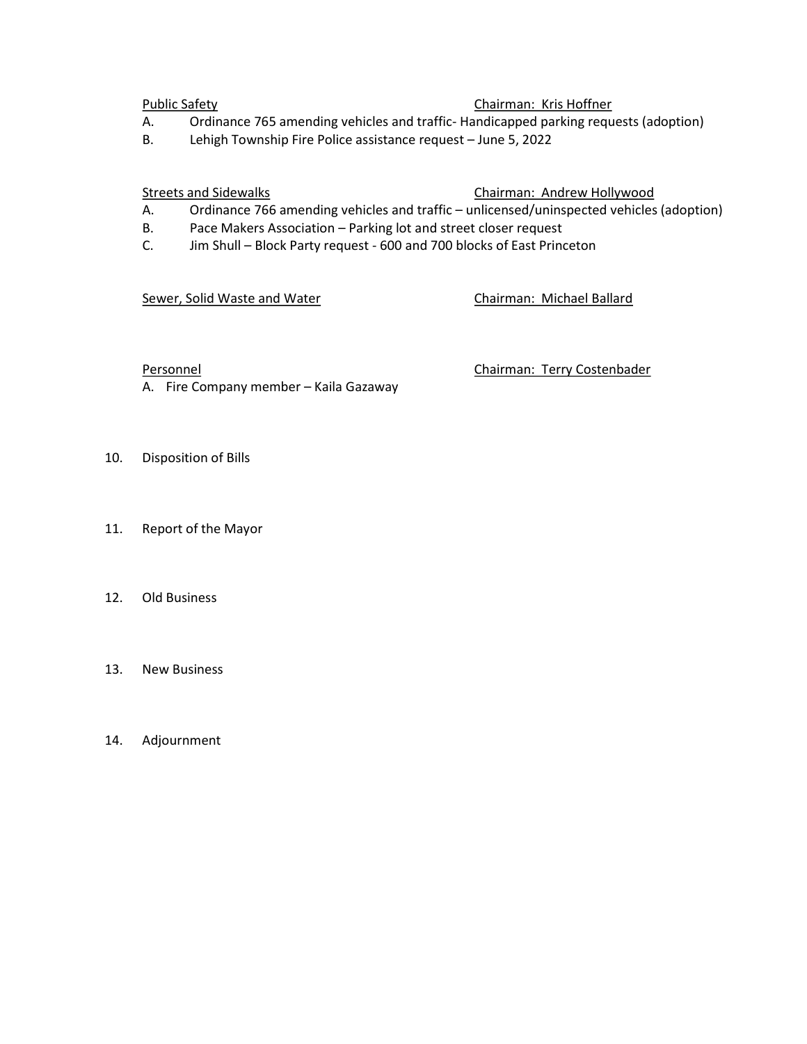Public Safety Chairman: Kris Hoffner

A. Ordinance 765 amending vehicles and traffic- Handicapped parking requests (adoption)
B. Lehigh Township Fire Police assistance request – June 5, 2022

Streets and Sidewalks Chairman: Andrew Hollywood

A. Ordinance 766 amending vehicles and traffic – unlicensed/uninspected vehicles (adoption)
B. Pace Makers Association – Parking lot and street closer request
C. Jim Shull – Block Party request - 600 and 700 blocks of East Princeton

Sewer, Solid Waste and Water Chairman: Michael Ballard

Personnel Chairman: Terry Costenbader

A. Fire Company member – Kaila Gazaway

10. Disposition of Bills

11. Report of the Mayor

12. Old Business

13. New Business

14. Adjournment